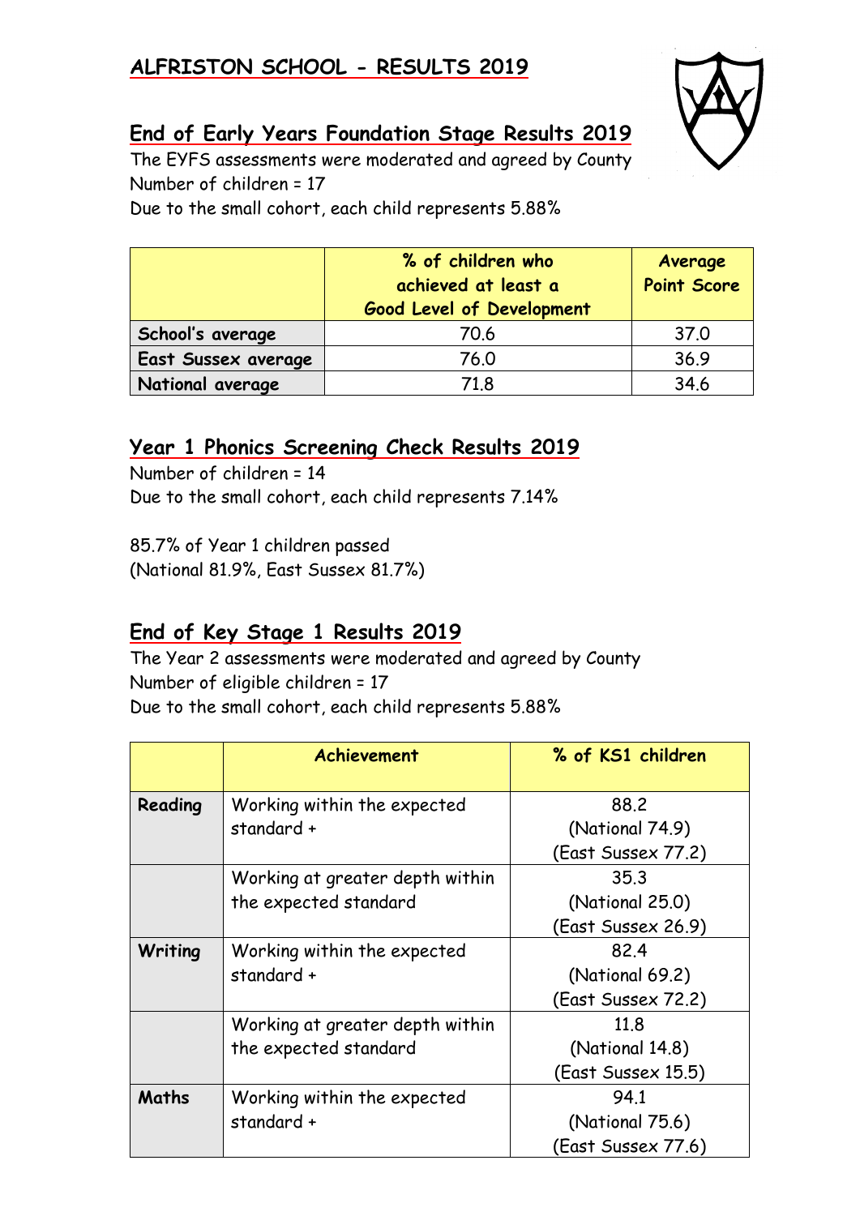# ALFRISTON SCHOOL - RESULTS 2019

## End of Early Years Foundation Stage Results 2019

The EYFS assessments were moderated and agreed by County
Number of children = 17
Due to the small cohort, each child represents 5.88%

| | % of children who achieved at least a Good Level of Development | Average Point Score |
|---|---|---|
| **School's average** | 70.6 | 37.0 |
| **East Sussex average** | 76.0 | 36.9 |
| **National average** | 71.8 | 34.6 |

## Year 1 Phonics Screening Check Results 2019

Number of children = 14
Due to the small cohort, each child represents 7.14%

85.7% of Year 1 children passed
(National 81.9%, East Sussex 81.7%)

## End of Key Stage 1 Results 2019

The Year 2 assessments were moderated and agreed by County
Number of eligible children = 17
Due to the small cohort, each child represents 5.88%

| | Achievement | % of KS1 children |
|---|---|---|
| **Reading** | Working within the expected standard + | 88.2 (National 74.9) (East Sussex 77.2) |
| | Working at greater depth within the expected standard | 35.3 (National 25.0) (East Sussex 26.9) |
| **Writing** | Working within the expected standard + | 82.4 (National 69.2) (East Sussex 72.2) |
| | Working at greater depth within the expected standard | 11.8 (National 14.8) (East Sussex 15.5) |
| **Maths** | Working within the expected standard + | 94.1 (National 75.6) (East Sussex 77.6) |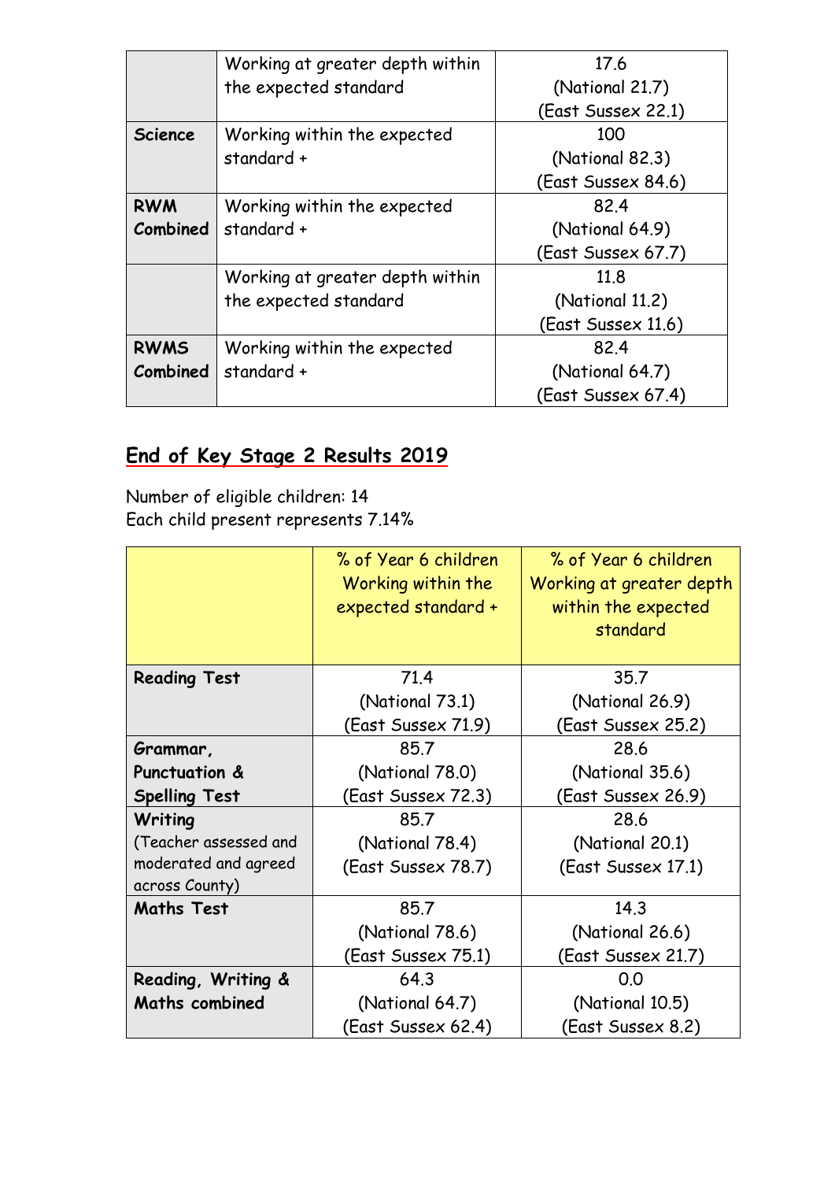|  |  |  |
|---|---|---|
|  | Working at greater depth within the expected standard | 17.6 (National 21.7) (East Sussex 22.1) |
| **Science** | Working within the expected standard + | 100 (National 82.3) (East Sussex 84.6) |
| **RWM Combined** | Working within the expected standard + | 82.4 (National 64.9) (East Sussex 67.7) |
|  | Working at greater depth within the expected standard | 11.8 (National 11.2) (East Sussex 11.6) |
| **RWMS Combined** | Working within the expected standard + | 82.4 (National 64.7) (East Sussex 67.4) |

## End of Key Stage 2 Results 2019

Number of eligible children: 14
Each child present represents 7.14%

|  | % of Year 6 children Working within the expected standard + | % of Year 6 children Working at greater depth within the expected standard |
|---|---|---|
| **Reading Test** | 71.4 (National 73.1) (East Sussex 71.9) | 35.7 (National 26.9) (East Sussex 25.2) |
| **Grammar, Punctuation & Spelling Test** | 85.7 (National 78.0) (East Sussex 72.3) | 28.6 (National 35.6) (East Sussex 26.9) |
| **Writing** (Teacher assessed and moderated and agreed across County) | 85.7 (National 78.4) (East Sussex 78.7) | 28.6 (National 20.1) (East Sussex 17.1) |
| **Maths Test** | 85.7 (National 78.6) (East Sussex 75.1) | 14.3 (National 26.6) (East Sussex 21.7) |
| **Reading, Writing & Maths combined** | 64.3 (National 64.7) (East Sussex 62.4) | 0.0 (National 10.5) (East Sussex 8.2) |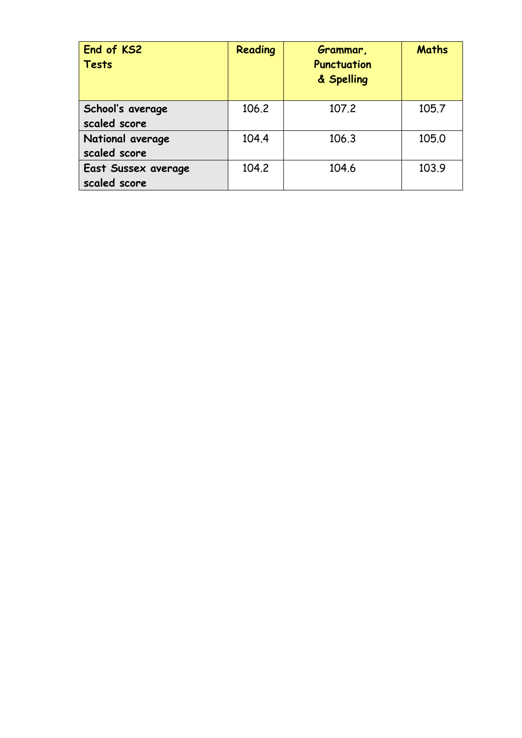| End of KS2 Tests | Reading | Grammar, Punctuation & Spelling | Maths |
|---|---|---|---|
| School's average scaled score | 106.2 | 107.2 | 105.7 |
| National average scaled score | 104.4 | 106.3 | 105.0 |
| East Sussex average scaled score | 104.2 | 104.6 | 103.9 |